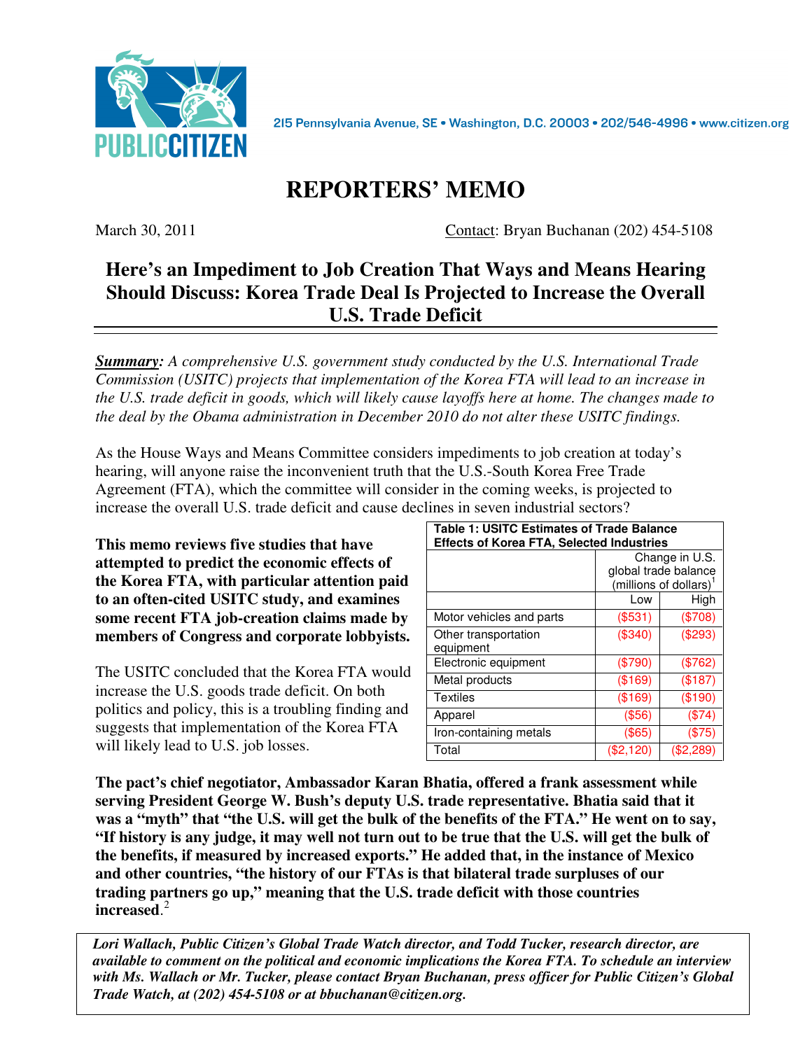215 Pennsylvania Avenue, SE • Washington, D.C. 20003 • 202/546-4996 • www.citizen.org

# REPORTERS' MEMO

March 30, 2011 Contact: Bryan Buchanan (202) 454-5108

## Here's an Impediment to Job Creation That Ways and Means Hearing Should Discuss: Korea Trade Deal Is Projected to Increase the Overall U.S. Trade Deficit

***Summary**: A comprehensive U.S. government study conducted by the U.S. International Trade Commission (USITC) projects that implementation of the Korea FTA will lead to an increase in the U.S. trade deficit in goods, which will likely cause layoffs here at home. The changes made to the deal by the Obama administration in December 2010 do not alter these USITC findings.*

As the House Ways and Means Committee considers impediments to job creation at today's hearing, will anyone raise the inconvenient truth that the U.S.-South Korea Free Trade Agreement (FTA), which the committee will consider in the coming weeks, is projected to increase the overall U.S. trade deficit and cause declines in seven industrial sectors?

**This memo reviews five studies that have attempted to predict the economic effects of the Korea FTA, with particular attention paid to an often-cited USITC study, and examines some recent FTA job-creation claims made by members of Congress and corporate lobbyists.**

The USITC concluded that the Korea FTA would increase the U.S. goods trade deficit. On both politics and policy, this is a troubling finding and suggests that implementation of the Korea FTA will likely lead to U.S. job losses.

**Table 1: USITC Estimates of Trade Balance Effects of Korea FTA, Selected Industries**

| | Change in U.S. global trade balance (millions of dollars)[1] | |
|---|---|---|
| | Low | High |
| Motor vehicles and parts | ($531) | ($708) |
| Other transportation equipment | ($340) | ($293) |
| Electronic equipment | ($790) | ($762) |
| Metal products | ($169) | ($187) |
| Textiles | ($169) | ($190) |
| Apparel | ($56) | ($74) |
| Iron-containing metals | ($65) | ($75) |
| Total | ($2,120) | ($2,289) |

**The pact's chief negotiator, Ambassador Karan Bhatia, offered a frank assessment while serving President George W. Bush's deputy U.S. trade representative. Bhatia said that it was a "myth" that "the U.S. will get the bulk of the benefits of the FTA." He went on to say, "If history is any judge, it may well not turn out to be true that the U.S. will get the bulk of the benefits, if measured by increased exports." He added that, in the instance of Mexico and other countries, "the history of our FTAs is that bilateral trade surpluses of our trading partners go up," meaning that the U.S. trade deficit with those countries increased.**[2]

***Lori Wallach, Public Citizen's Global Trade Watch director, and Todd Tucker, research director, are available to comment on the political and economic implications the Korea FTA. To schedule an interview with Ms. Wallach or Mr. Tucker, please contact Bryan Buchanan, press officer for Public Citizen's Global Trade Watch, at (202) 454-5108 or at bbuchanan@citizen.org.***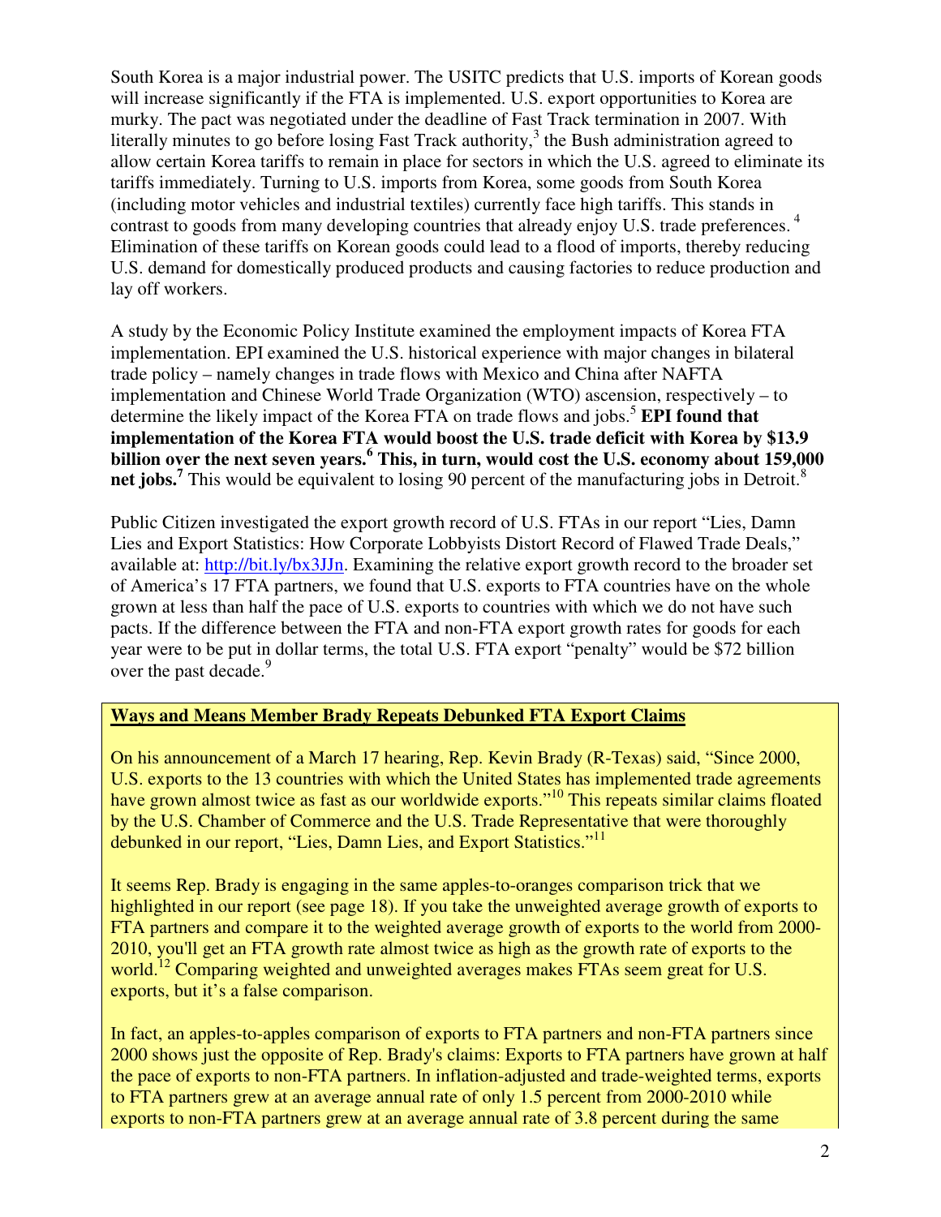South Korea is a major industrial power. The USITC predicts that U.S. imports of Korean goods will increase significantly if the FTA is implemented. U.S. export opportunities to Korea are murky. The pact was negotiated under the deadline of Fast Track termination in 2007. With literally minutes to go before losing Fast Track authority,[3] the Bush administration agreed to allow certain Korea tariffs to remain in place for sectors in which the U.S. agreed to eliminate its tariffs immediately. Turning to U.S. imports from Korea, some goods from South Korea (including motor vehicles and industrial textiles) currently face high tariffs. This stands in contrast to goods from many developing countries that already enjoy U.S. trade preferences.[4] Elimination of these tariffs on Korean goods could lead to a flood of imports, thereby reducing U.S. demand for domestically produced products and causing factories to reduce production and lay off workers.

A study by the Economic Policy Institute examined the employment impacts of Korea FTA implementation. EPI examined the U.S. historical experience with major changes in bilateral trade policy – namely changes in trade flows with Mexico and China after NAFTA implementation and Chinese World Trade Organization (WTO) ascension, respectively – to determine the likely impact of the Korea FTA on trade flows and jobs.[5] **EPI found that implementation of the Korea FTA would boost the U.S. trade deficit with Korea by $13.9 billion over the next seven years.[6] This, in turn, would cost the U.S. economy about 159,000 net jobs.[7]** This would be equivalent to losing 90 percent of the manufacturing jobs in Detroit.[8]

Public Citizen investigated the export growth record of U.S. FTAs in our report "Lies, Damn Lies and Export Statistics: How Corporate Lobbyists Distort Record of Flawed Trade Deals," available at: http://bit.ly/bx3JJn. Examining the relative export growth record to the broader set of America's 17 FTA partners, we found that U.S. exports to FTA countries have on the whole grown at less than half the pace of U.S. exports to countries with which we do not have such pacts. If the difference between the FTA and non-FTA export growth rates for goods for each year were to be put in dollar terms, the total U.S. FTA export "penalty" would be $72 billion over the past decade.[9]

**Ways and Means Member Brady Repeats Debunked FTA Export Claims**

On his announcement of a March 17 hearing, Rep. Kevin Brady (R-Texas) said, "Since 2000, U.S. exports to the 13 countries with which the United States has implemented trade agreements have grown almost twice as fast as our worldwide exports."[10] This repeats similar claims floated by the U.S. Chamber of Commerce and the U.S. Trade Representative that were thoroughly debunked in our report, "Lies, Damn Lies, and Export Statistics."[11]

It seems Rep. Brady is engaging in the same apples-to-oranges comparison trick that we highlighted in our report (see page 18). If you take the unweighted average growth of exports to FTA partners and compare it to the weighted average growth of exports to the world from 2000-2010, you'll get an FTA growth rate almost twice as high as the growth rate of exports to the world.[12] Comparing weighted and unweighted averages makes FTAs seem great for U.S. exports, but it's a false comparison.

In fact, an apples-to-apples comparison of exports to FTA partners and non-FTA partners since 2000 shows just the opposite of Rep. Brady's claims: Exports to FTA partners have grown at half the pace of exports to non-FTA partners. In inflation-adjusted and trade-weighted terms, exports to FTA partners grew at an average annual rate of only 1.5 percent from 2000-2010 while exports to non-FTA partners grew at an average annual rate of 3.8 percent during the same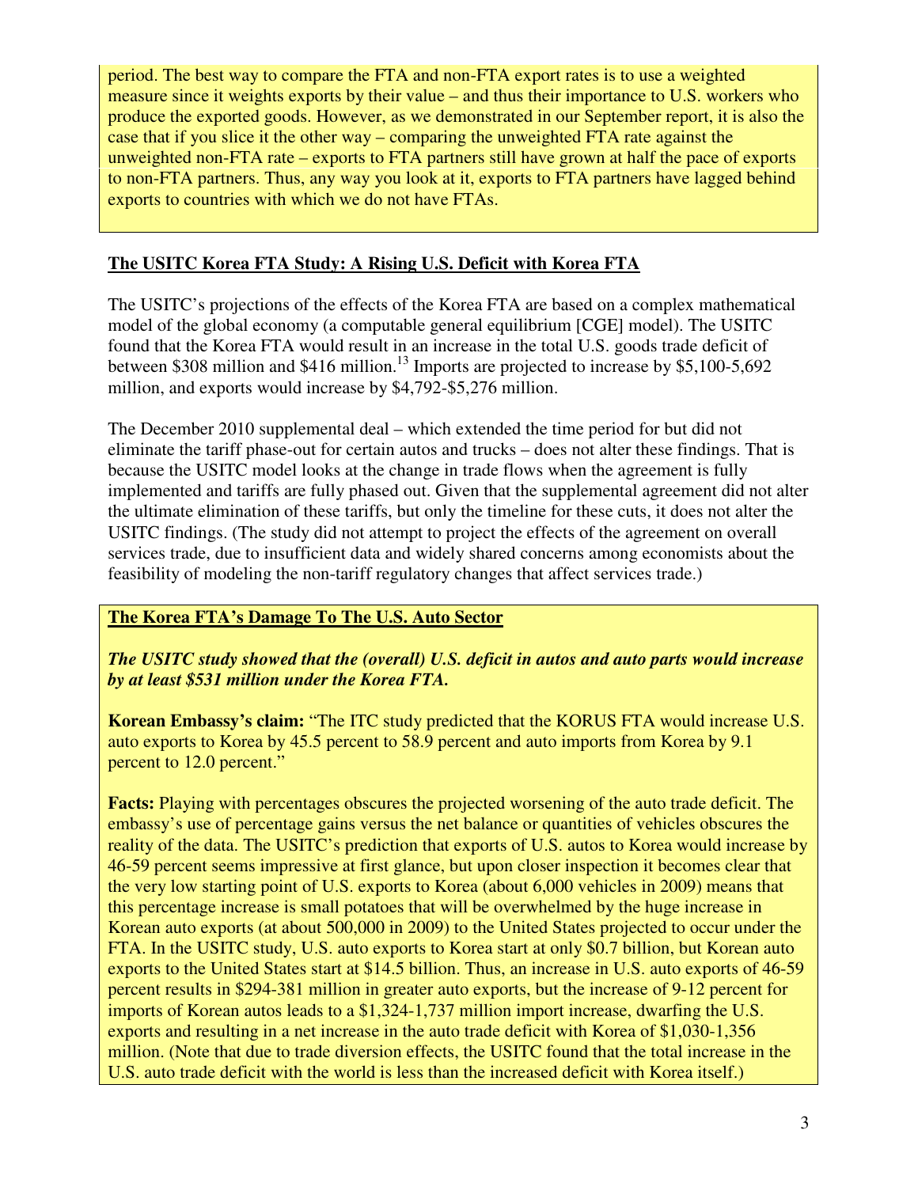period. The best way to compare the FTA and non-FTA export rates is to use a weighted measure since it weights exports by their value – and thus their importance to U.S. workers who produce the exported goods. However, as we demonstrated in our September report, it is also the case that if you slice it the other way – comparing the unweighted FTA rate against the unweighted non-FTA rate – exports to FTA partners still have grown at half the pace of exports to non-FTA partners. Thus, any way you look at it, exports to FTA partners have lagged behind exports to countries with which we do not have FTAs.

## The USITC Korea FTA Study: A Rising U.S. Deficit with Korea FTA

The USITC's projections of the effects of the Korea FTA are based on a complex mathematical model of the global economy (a computable general equilibrium [CGE] model). The USITC found that the Korea FTA would result in an increase in the total U.S. goods trade deficit of between $308 million and $416 million.[13] Imports are projected to increase by $5,100-5,692 million, and exports would increase by $4,792-$5,276 million.

The December 2010 supplemental deal – which extended the time period for but did not eliminate the tariff phase-out for certain autos and trucks – does not alter these findings. That is because the USITC model looks at the change in trade flows when the agreement is fully implemented and tariffs are fully phased out. Given that the supplemental agreement did not alter the ultimate elimination of these tariffs, but only the timeline for these cuts, it does not alter the USITC findings. (The study did not attempt to project the effects of the agreement on overall services trade, due to insufficient data and widely shared concerns among economists about the feasibility of modeling the non-tariff regulatory changes that affect services trade.)

## The Korea FTA's Damage To The U.S. Auto Sector

***The USITC study showed that the (overall) U.S. deficit in autos and auto parts would increase by at least $531 million under the Korea FTA.***

**Korean Embassy's claim:** "The ITC study predicted that the KORUS FTA would increase U.S. auto exports to Korea by 45.5 percent to 58.9 percent and auto imports from Korea by 9.1 percent to 12.0 percent."

**Facts:** Playing with percentages obscures the projected worsening of the auto trade deficit. The embassy's use of percentage gains versus the net balance or quantities of vehicles obscures the reality of the data. The USITC's prediction that exports of U.S. autos to Korea would increase by 46-59 percent seems impressive at first glance, but upon closer inspection it becomes clear that the very low starting point of U.S. exports to Korea (about 6,000 vehicles in 2009) means that this percentage increase is small potatoes that will be overwhelmed by the huge increase in Korean auto exports (at about 500,000 in 2009) to the United States projected to occur under the FTA. In the USITC study, U.S. auto exports to Korea start at only $0.7 billion, but Korean auto exports to the United States start at $14.5 billion. Thus, an increase in U.S. auto exports of 46-59 percent results in $294-381 million in greater auto exports, but the increase of 9-12 percent for imports of Korean autos leads to a $1,324-1,737 million import increase, dwarfing the U.S. exports and resulting in a net increase in the auto trade deficit with Korea of $1,030-1,356 million. (Note that due to trade diversion effects, the USITC found that the total increase in the U.S. auto trade deficit with the world is less than the increased deficit with Korea itself.)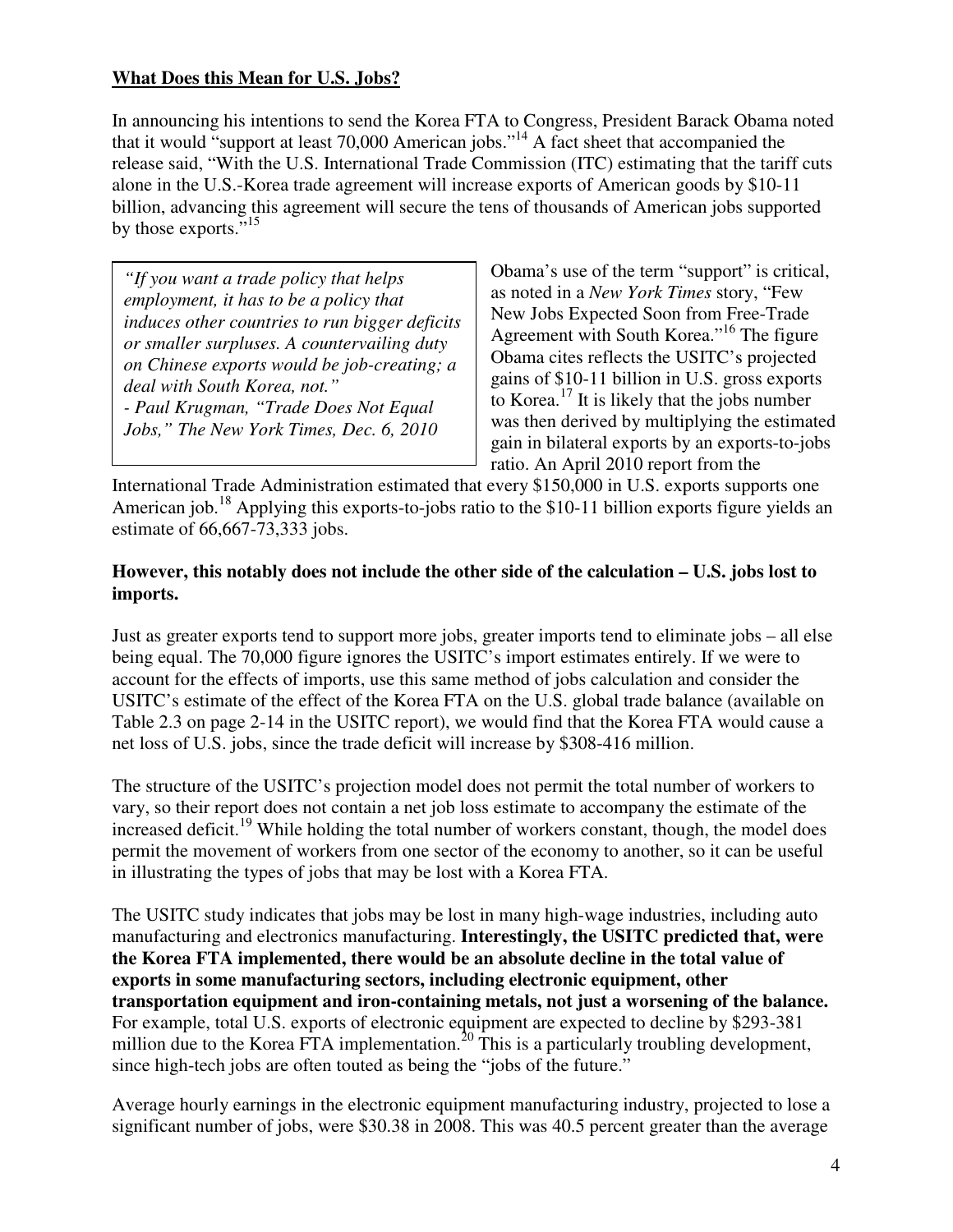## **What Does this Mean for U.S. Jobs?**

In announcing his intentions to send the Korea FTA to Congress, President Barack Obama noted that it would "support at least 70,000 American jobs."[14] A fact sheet that accompanied the release said, "With the U.S. International Trade Commission (ITC) estimating that the tariff cuts alone in the U.S.-Korea trade agreement will increase exports of American goods by $10-11 billion, advancing this agreement will secure the tens of thousands of American jobs supported by those exports."[15]

> *"If you want a trade policy that helps employment, it has to be a policy that induces other countries to run bigger deficits or smaller surpluses. A countervailing duty on Chinese exports would be job-creating; a deal with South Korea, not."*
> *- Paul Krugman, "Trade Does Not Equal Jobs," The New York Times, Dec. 6, 2010*

Obama's use of the term "support" is critical, as noted in a *New York Times* story, "Few New Jobs Expected Soon from Free-Trade Agreement with South Korea."[16] The figure Obama cites reflects the USITC's projected gains of $10-11 billion in U.S. gross exports to Korea.[17] It is likely that the jobs number was then derived by multiplying the estimated gain in bilateral exports by an exports-to-jobs ratio. An April 2010 report from the International Trade Administration estimated that every $150,000 in U.S. exports supports one American job.[18] Applying this exports-to-jobs ratio to the $10-11 billion exports figure yields an estimate of 66,667-73,333 jobs.

**However, this notably does not include the other side of the calculation – U.S. jobs lost to imports.**

Just as greater exports tend to support more jobs, greater imports tend to eliminate jobs – all else being equal. The 70,000 figure ignores the USITC's import estimates entirely. If we were to account for the effects of imports, use this same method of jobs calculation and consider the USITC's estimate of the effect of the Korea FTA on the U.S. global trade balance (available on Table 2.3 on page 2-14 in the USITC report), we would find that the Korea FTA would cause a net loss of U.S. jobs, since the trade deficit will increase by $308-416 million.

The structure of the USITC's projection model does not permit the total number of workers to vary, so their report does not contain a net job loss estimate to accompany the estimate of the increased deficit.[19] While holding the total number of workers constant, though, the model does permit the movement of workers from one sector of the economy to another, so it can be useful in illustrating the types of jobs that may be lost with a Korea FTA.

The USITC study indicates that jobs may be lost in many high-wage industries, including auto manufacturing and electronics manufacturing. **Interestingly, the USITC predicted that, were the Korea FTA implemented, there would be an absolute decline in the total value of exports in some manufacturing sectors, including electronic equipment, other transportation equipment and iron-containing metals, not just a worsening of the balance.** For example, total U.S. exports of electronic equipment are expected to decline by $293-381 million due to the Korea FTA implementation.[20] This is a particularly troubling development, since high-tech jobs are often touted as being the "jobs of the future."

Average hourly earnings in the electronic equipment manufacturing industry, projected to lose a significant number of jobs, were $30.38 in 2008. This was 40.5 percent greater than the average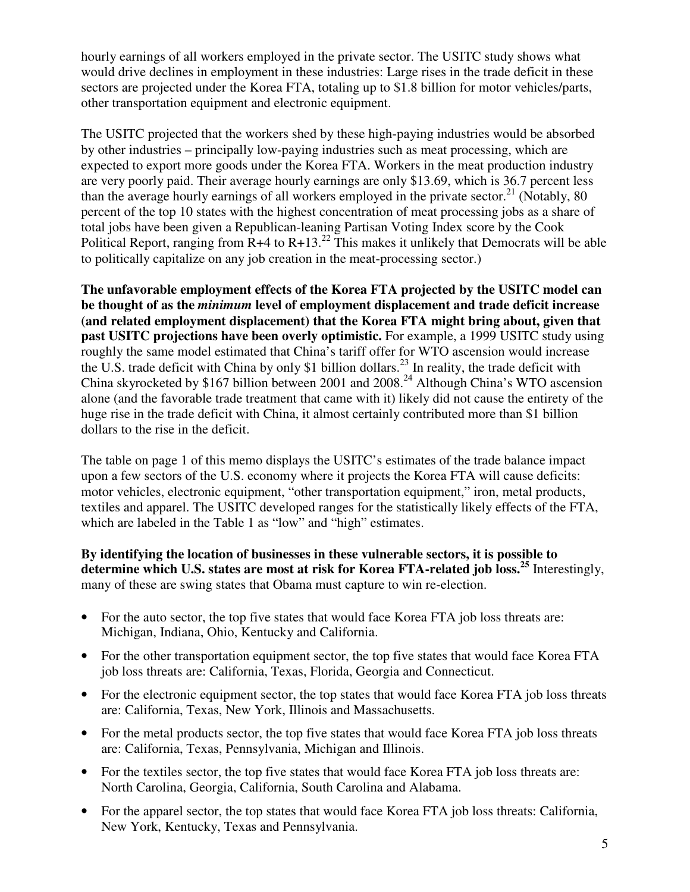hourly earnings of all workers employed in the private sector. The USITC study shows what would drive declines in employment in these industries: Large rises in the trade deficit in these sectors are projected under the Korea FTA, totaling up to $1.8 billion for motor vehicles/parts, other transportation equipment and electronic equipment.

The USITC projected that the workers shed by these high-paying industries would be absorbed by other industries – principally low-paying industries such as meat processing, which are expected to export more goods under the Korea FTA. Workers in the meat production industry are very poorly paid. Their average hourly earnings are only $13.69, which is 36.7 percent less than the average hourly earnings of all workers employed in the private sector.[21] (Notably, 80 percent of the top 10 states with the highest concentration of meat processing jobs as a share of total jobs have been given a Republican-leaning Partisan Voting Index score by the Cook Political Report, ranging from R+4 to R+13.[22] This makes it unlikely that Democrats will be able to politically capitalize on any job creation in the meat-processing sector.)

**The unfavorable employment effects of the Korea FTA projected by the USITC model can be thought of as the *minimum* level of employment displacement and trade deficit increase (and related employment displacement) that the Korea FTA might bring about, given that past USITC projections have been overly optimistic.** For example, a 1999 USITC study using roughly the same model estimated that China's tariff offer for WTO ascension would increase the U.S. trade deficit with China by only $1 billion dollars.[23] In reality, the trade deficit with China skyrocketed by $167 billion between 2001 and 2008.[24] Although China's WTO ascension alone (and the favorable trade treatment that came with it) likely did not cause the entirety of the huge rise in the trade deficit with China, it almost certainly contributed more than $1 billion dollars to the rise in the deficit.

The table on page 1 of this memo displays the USITC's estimates of the trade balance impact upon a few sectors of the U.S. economy where it projects the Korea FTA will cause deficits: motor vehicles, electronic equipment, "other transportation equipment," iron, metal products, textiles and apparel. The USITC developed ranges for the statistically likely effects of the FTA, which are labeled in the Table 1 as "low" and "high" estimates.

**By identifying the location of businesses in these vulnerable sectors, it is possible to determine which U.S. states are most at risk for Korea FTA-related job loss.[25]** Interestingly, many of these are swing states that Obama must capture to win re-election.

- For the auto sector, the top five states that would face Korea FTA job loss threats are: Michigan, Indiana, Ohio, Kentucky and California.
- For the other transportation equipment sector, the top five states that would face Korea FTA job loss threats are: California, Texas, Florida, Georgia and Connecticut.
- For the electronic equipment sector, the top states that would face Korea FTA job loss threats are: California, Texas, New York, Illinois and Massachusetts.
- For the metal products sector, the top five states that would face Korea FTA job loss threats are: California, Texas, Pennsylvania, Michigan and Illinois.
- For the textiles sector, the top five states that would face Korea FTA job loss threats are: North Carolina, Georgia, California, South Carolina and Alabama.
- For the apparel sector, the top states that would face Korea FTA job loss threats: California, New York, Kentucky, Texas and Pennsylvania.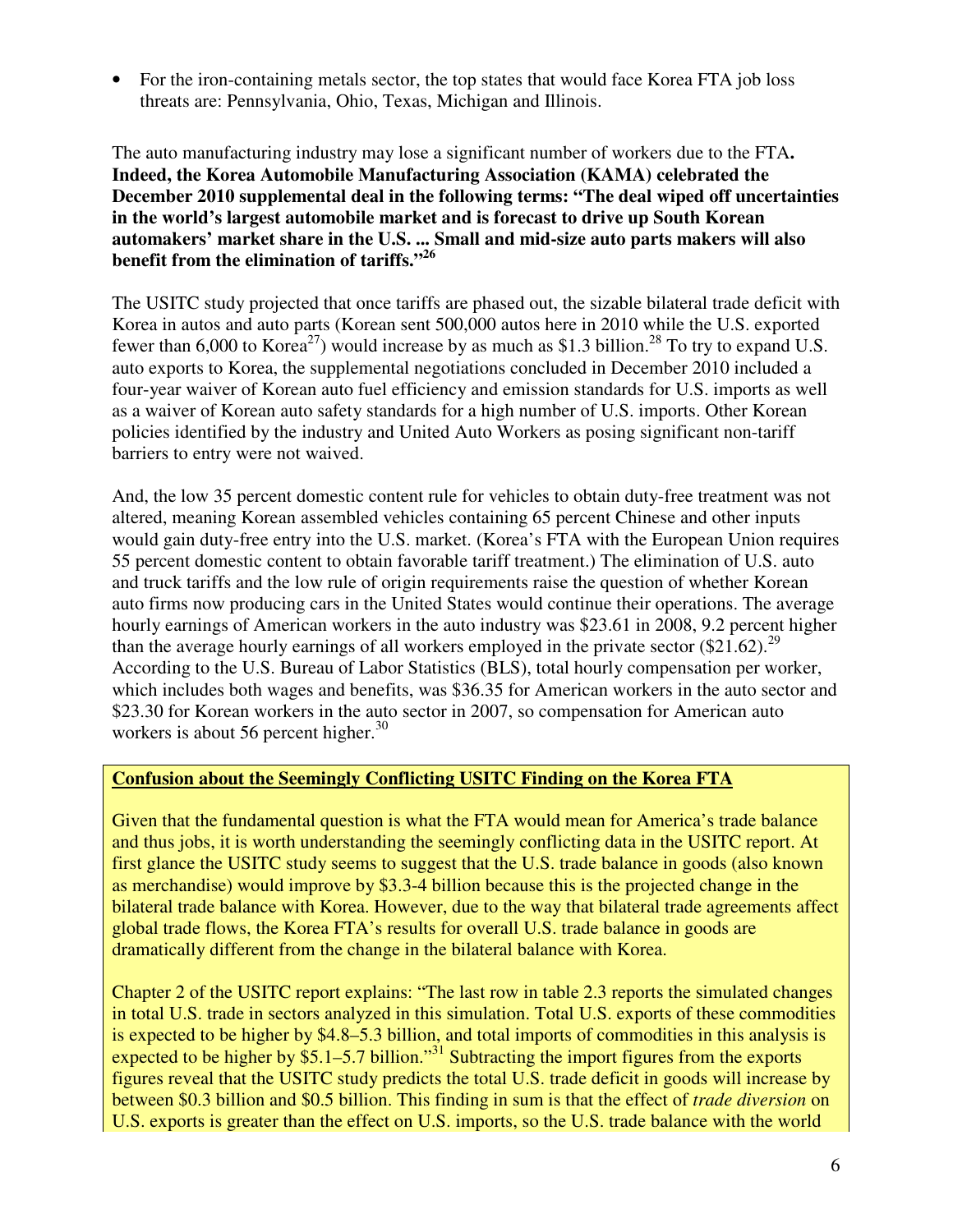- For the iron-containing metals sector, the top states that would face Korea FTA job loss threats are: Pennsylvania, Ohio, Texas, Michigan and Illinois.

The auto manufacturing industry may lose a significant number of workers due to the FTA**. Indeed, the Korea Automobile Manufacturing Association (KAMA) celebrated the December 2010 supplemental deal in the following terms: "The deal wiped off uncertainties in the world's largest automobile market and is forecast to drive up South Korean automakers' market share in the U.S. ... Small and mid-size auto parts makers will also benefit from the elimination of tariffs."[26]**

The USITC study projected that once tariffs are phased out, the sizable bilateral trade deficit with Korea in autos and auto parts (Korean sent 500,000 autos here in 2010 while the U.S. exported fewer than 6,000 to Korea[27]) would increase by as much as $1.3 billion.[28] To try to expand U.S. auto exports to Korea, the supplemental negotiations concluded in December 2010 included a four-year waiver of Korean auto fuel efficiency and emission standards for U.S. imports as well as a waiver of Korean auto safety standards for a high number of U.S. imports. Other Korean policies identified by the industry and United Auto Workers as posing significant non-tariff barriers to entry were not waived.

And, the low 35 percent domestic content rule for vehicles to obtain duty-free treatment was not altered, meaning Korean assembled vehicles containing 65 percent Chinese and other inputs would gain duty-free entry into the U.S. market. (Korea's FTA with the European Union requires 55 percent domestic content to obtain favorable tariff treatment.) The elimination of U.S. auto and truck tariffs and the low rule of origin requirements raise the question of whether Korean auto firms now producing cars in the United States would continue their operations. The average hourly earnings of American workers in the auto industry was $23.61 in 2008, 9.2 percent higher than the average hourly earnings of all workers employed in the private sector ($21.62).[29] According to the U.S. Bureau of Labor Statistics (BLS), total hourly compensation per worker, which includes both wages and benefits, was $36.35 for American workers in the auto sector and $23.30 for Korean workers in the auto sector in 2007, so compensation for American auto workers is about 56 percent higher.[30]

**Confusion about the Seemingly Conflicting USITC Finding on the Korea FTA**

Given that the fundamental question is what the FTA would mean for America's trade balance and thus jobs, it is worth understanding the seemingly conflicting data in the USITC report. At first glance the USITC study seems to suggest that the U.S. trade balance in goods (also known as merchandise) would improve by $3.3-4 billion because this is the projected change in the bilateral trade balance with Korea. However, due to the way that bilateral trade agreements affect global trade flows, the Korea FTA's results for overall U.S. trade balance in goods are dramatically different from the change in the bilateral balance with Korea.

Chapter 2 of the USITC report explains: "The last row in table 2.3 reports the simulated changes in total U.S. trade in sectors analyzed in this simulation. Total U.S. exports of these commodities is expected to be higher by $4.8–5.3 billion, and total imports of commodities in this analysis is expected to be higher by $5.1–5.7 billion."[31] Subtracting the import figures from the exports figures reveal that the USITC study predicts the total U.S. trade deficit in goods will increase by between $0.3 billion and $0.5 billion. This finding in sum is that the effect of *trade diversion* on U.S. exports is greater than the effect on U.S. imports, so the U.S. trade balance with the world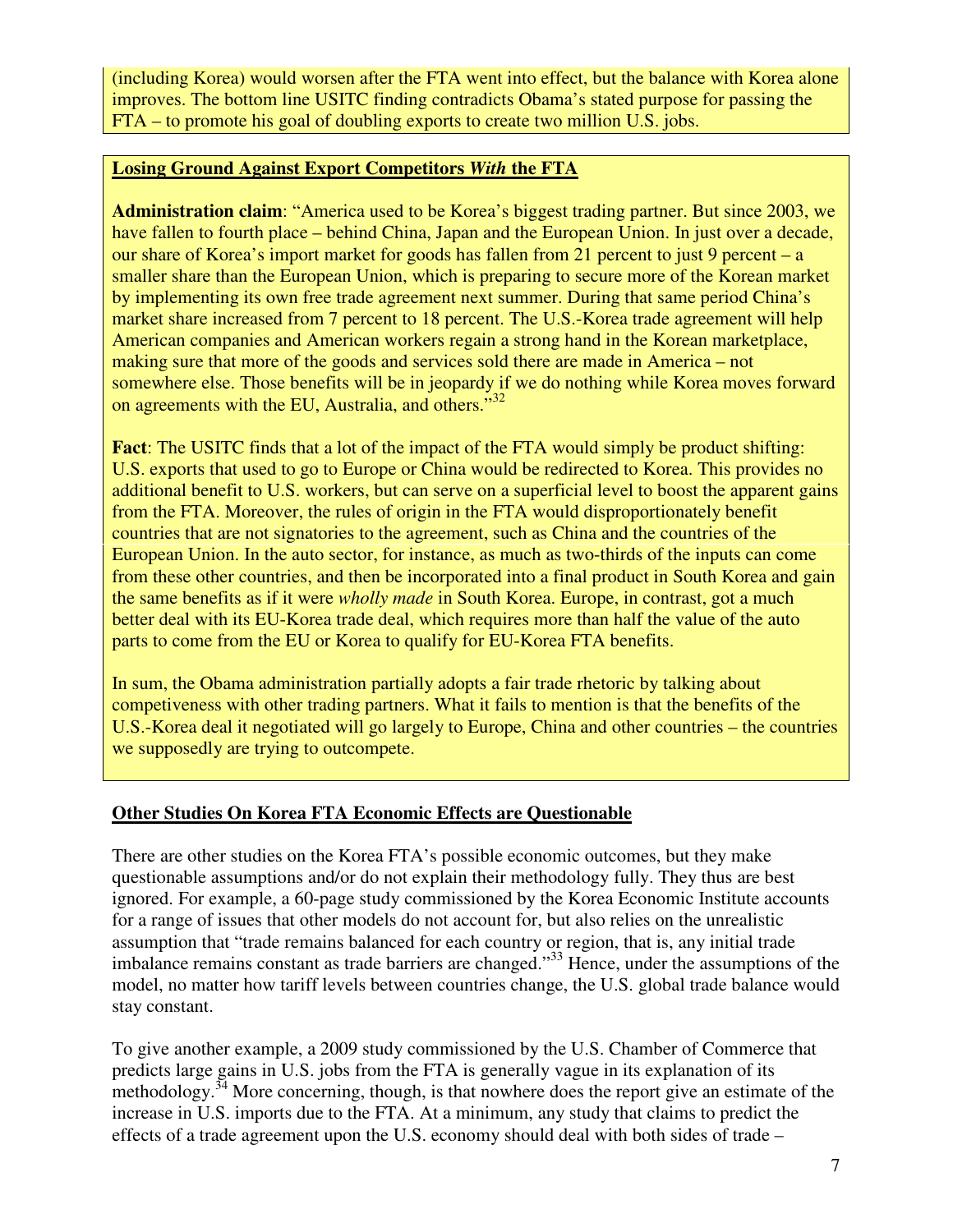(including Korea) would worsen after the FTA went into effect, but the balance with Korea alone improves. The bottom line USITC finding contradicts Obama's stated purpose for passing the FTA – to promote his goal of doubling exports to create two million U.S. jobs.

**Losing Ground Against Export Competitors *With* the FTA**

**Administration claim**: "America used to be Korea's biggest trading partner. But since 2003, we have fallen to fourth place – behind China, Japan and the European Union. In just over a decade, our share of Korea's import market for goods has fallen from 21 percent to just 9 percent – a smaller share than the European Union, which is preparing to secure more of the Korean market by implementing its own free trade agreement next summer. During that same period China's market share increased from 7 percent to 18 percent. The U.S.-Korea trade agreement will help American companies and American workers regain a strong hand in the Korean marketplace, making sure that more of the goods and services sold there are made in America – not somewhere else. Those benefits will be in jeopardy if we do nothing while Korea moves forward on agreements with the EU, Australia, and others."[32]

**Fact**: The USITC finds that a lot of the impact of the FTA would simply be product shifting: U.S. exports that used to go to Europe or China would be redirected to Korea. This provides no additional benefit to U.S. workers, but can serve on a superficial level to boost the apparent gains from the FTA. Moreover, the rules of origin in the FTA would disproportionately benefit countries that are not signatories to the agreement, such as China and the countries of the European Union. In the auto sector, for instance, as much as two-thirds of the inputs can come from these other countries, and then be incorporated into a final product in South Korea and gain the same benefits as if it were *wholly made* in South Korea. Europe, in contrast, got a much better deal with its EU-Korea trade deal, which requires more than half the value of the auto parts to come from the EU or Korea to qualify for EU-Korea FTA benefits.

In sum, the Obama administration partially adopts a fair trade rhetoric by talking about competiveness with other trading partners. What it fails to mention is that the benefits of the U.S.-Korea deal it negotiated will go largely to Europe, China and other countries – the countries we supposedly are trying to outcompete.

**Other Studies On Korea FTA Economic Effects are Questionable**

There are other studies on the Korea FTA's possible economic outcomes, but they make questionable assumptions and/or do not explain their methodology fully. They thus are best ignored. For example, a 60-page study commissioned by the Korea Economic Institute accounts for a range of issues that other models do not account for, but also relies on the unrealistic assumption that "trade remains balanced for each country or region, that is, any initial trade imbalance remains constant as trade barriers are changed."[33] Hence, under the assumptions of the model, no matter how tariff levels between countries change, the U.S. global trade balance would stay constant.

To give another example, a 2009 study commissioned by the U.S. Chamber of Commerce that predicts large gains in U.S. jobs from the FTA is generally vague in its explanation of its methodology.[34] More concerning, though, is that nowhere does the report give an estimate of the increase in U.S. imports due to the FTA. At a minimum, any study that claims to predict the effects of a trade agreement upon the U.S. economy should deal with both sides of trade –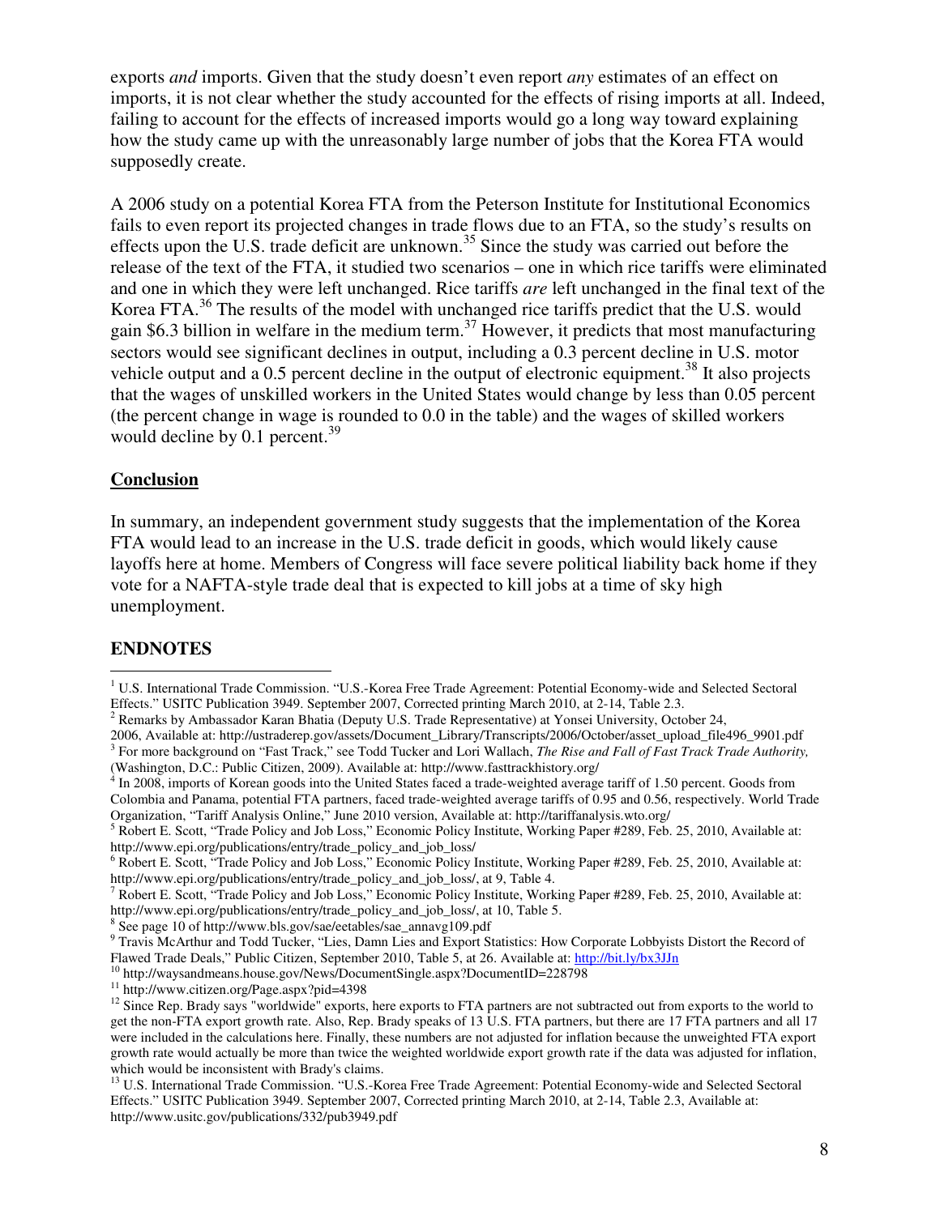exports *and* imports. Given that the study doesn't even report *any* estimates of an effect on imports, it is not clear whether the study accounted for the effects of rising imports at all. Indeed, failing to account for the effects of increased imports would go a long way toward explaining how the study came up with the unreasonably large number of jobs that the Korea FTA would supposedly create.

A 2006 study on a potential Korea FTA from the Peterson Institute for Institutional Economics fails to even report its projected changes in trade flows due to an FTA, so the study's results on effects upon the U.S. trade deficit are unknown.[35] Since the study was carried out before the release of the text of the FTA, it studied two scenarios – one in which rice tariffs were eliminated and one in which they were left unchanged. Rice tariffs *are* left unchanged in the final text of the Korea FTA.[36] The results of the model with unchanged rice tariffs predict that the U.S. would gain $6.3 billion in welfare in the medium term.[37] However, it predicts that most manufacturing sectors would see significant declines in output, including a 0.3 percent decline in U.S. motor vehicle output and a 0.5 percent decline in the output of electronic equipment.[38] It also projects that the wages of unskilled workers in the United States would change by less than 0.05 percent (the percent change in wage is rounded to 0.0 in the table) and the wages of skilled workers would decline by 0.1 percent.[39]

## Conclusion

In summary, an independent government study suggests that the implementation of the Korea FTA would lead to an increase in the U.S. trade deficit in goods, which would likely cause layoffs here at home. Members of Congress will face severe political liability back home if they vote for a NAFTA-style trade deal that is expected to kill jobs at a time of sky high unemployment.

## ENDNOTES

[1] U.S. International Trade Commission. "U.S.-Korea Free Trade Agreement: Potential Economy-wide and Selected Sectoral Effects." USITC Publication 3949. September 2007, Corrected printing March 2010, at 2-14, Table 2.3.

[2] Remarks by Ambassador Karan Bhatia (Deputy U.S. Trade Representative) at Yonsei University, October 24, 2006, Available at: http://ustraderep.gov/assets/Document_Library/Transcripts/2006/October/asset_upload_file496_9901.pdf

[3] For more background on "Fast Track," see Todd Tucker and Lori Wallach, *The Rise and Fall of Fast Track Trade Authority,* (Washington, D.C.: Public Citizen, 2009). Available at: http://www.fasttrackhistory.org/

[4] In 2008, imports of Korean goods into the United States faced a trade-weighted average tariff of 1.50 percent. Goods from Colombia and Panama, potential FTA partners, faced trade-weighted average tariffs of 0.95 and 0.56, respectively. World Trade Organization, "Tariff Analysis Online," June 2010 version, Available at: http://tariffanalysis.wto.org/

[5] Robert E. Scott, "Trade Policy and Job Loss," Economic Policy Institute, Working Paper #289, Feb. 25, 2010, Available at: http://www.epi.org/publications/entry/trade_policy_and_job_loss/

[6] Robert E. Scott, "Trade Policy and Job Loss," Economic Policy Institute, Working Paper #289, Feb. 25, 2010, Available at: http://www.epi.org/publications/entry/trade_policy_and_job_loss/, at 9, Table 4.

[7] Robert E. Scott, "Trade Policy and Job Loss," Economic Policy Institute, Working Paper #289, Feb. 25, 2010, Available at: http://www.epi.org/publications/entry/trade_policy_and_job_loss/, at 10, Table 5.

[8] See page 10 of http://www.bls.gov/sae/eetables/sae_annavg109.pdf

[9] Travis McArthur and Todd Tucker, "Lies, Damn Lies and Export Statistics: How Corporate Lobbyists Distort the Record of Flawed Trade Deals," Public Citizen, September 2010, Table 5, at 26. Available at: http://bit.ly/bx3JJn

[10] http://waysandmeans.house.gov/News/DocumentSingle.aspx?DocumentID=228798

[11] http://www.citizen.org/Page.aspx?pid=4398

[12] Since Rep. Brady says "worldwide" exports, here exports to FTA partners are not subtracted out from exports to the world to get the non-FTA export growth rate. Also, Rep. Brady speaks of 13 U.S. FTA partners, but there are 17 FTA partners and all 17 were included in the calculations here. Finally, these numbers are not adjusted for inflation because the unweighted FTA export growth rate would actually be more than twice the weighted worldwide export growth rate if the data was adjusted for inflation, which would be inconsistent with Brady's claims.

[13] U.S. International Trade Commission. "U.S.-Korea Free Trade Agreement: Potential Economy-wide and Selected Sectoral Effects." USITC Publication 3949. September 2007, Corrected printing March 2010, at 2-14, Table 2.3, Available at: http://www.usitc.gov/publications/332/pub3949.pdf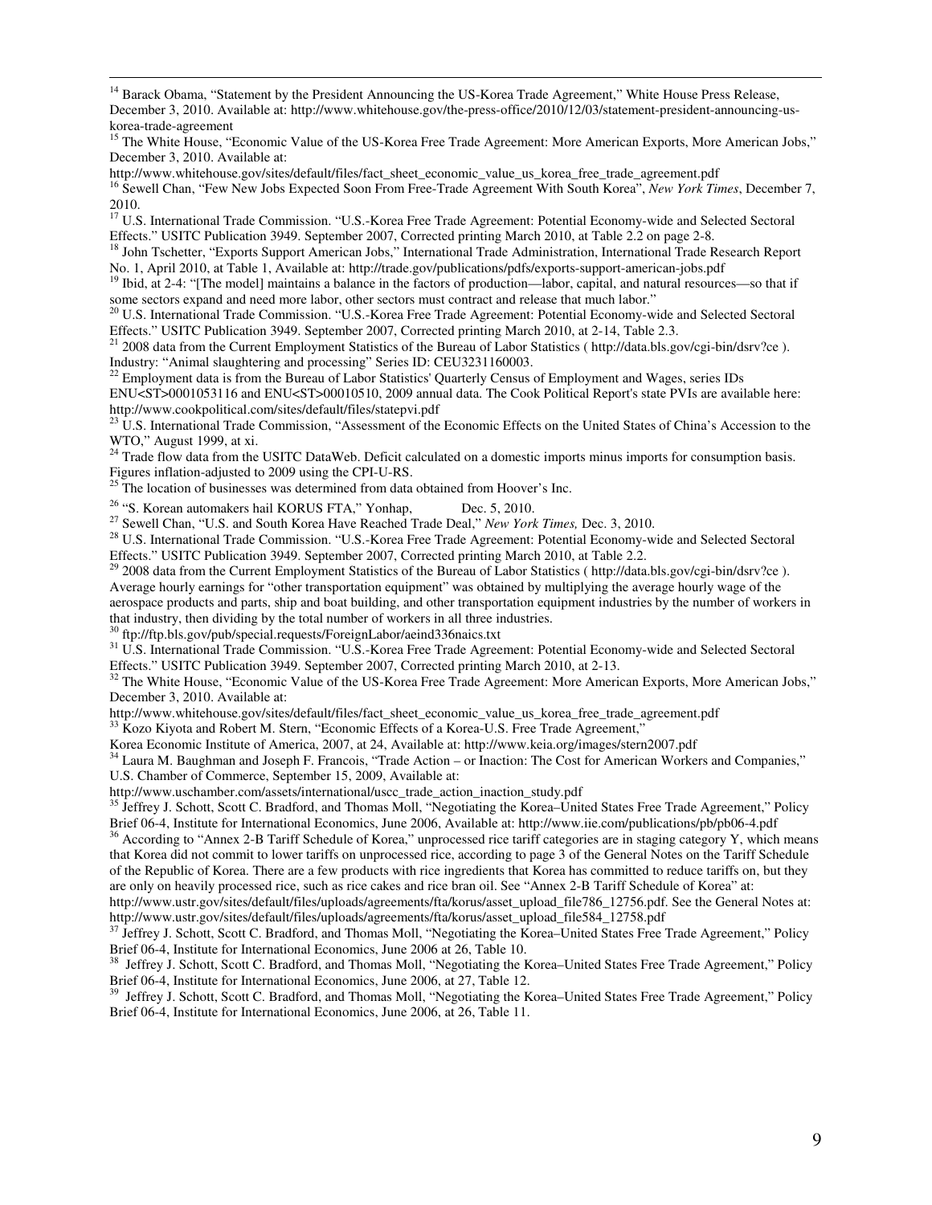[14] Barack Obama, "Statement by the President Announcing the US-Korea Trade Agreement," White House Press Release, December 3, 2010. Available at: http://www.whitehouse.gov/the-press-office/2010/12/03/statement-president-announcing-us-korea-trade-agreement

[15] The White House, "Economic Value of the US-Korea Free Trade Agreement: More American Exports, More American Jobs," December 3, 2010. Available at: http://www.whitehouse.gov/sites/default/files/fact_sheet_economic_value_us_korea_free_trade_agreement.pdf

[16] Sewell Chan, "Few New Jobs Expected Soon From Free-Trade Agreement With South Korea", *New York Times*, December 7, 2010.

[17] U.S. International Trade Commission. "U.S.-Korea Free Trade Agreement: Potential Economy-wide and Selected Sectoral Effects." USITC Publication 3949. September 2007, Corrected printing March 2010, at Table 2.2 on page 2-8.

[18] John Tschetter, "Exports Support American Jobs," International Trade Administration, International Trade Research Report No. 1, April 2010, at Table 1, Available at: http://trade.gov/publications/pdfs/exports-support-american-jobs.pdf

[19] Ibid, at 2-4: "[The model] maintains a balance in the factors of production—labor, capital, and natural resources—so that if some sectors expand and need more labor, other sectors must contract and release that much labor."

[20] U.S. International Trade Commission. "U.S.-Korea Free Trade Agreement: Potential Economy-wide and Selected Sectoral Effects." USITC Publication 3949. September 2007, Corrected printing March 2010, at 2-14, Table 2.3.

[21] 2008 data from the Current Employment Statistics of the Bureau of Labor Statistics ( http://data.bls.gov/cgi-bin/dsrv?ce ). Industry: "Animal slaughtering and processing" Series ID: CEU3231160003.

[22] Employment data is from the Bureau of Labor Statistics' Quarterly Census of Employment and Wages, series IDs ENU<ST>0001053116 and ENU<ST>00010510, 2009 annual data. The Cook Political Report's state PVIs are available here: http://www.cookpolitical.com/sites/default/files/statepvi.pdf

[23] U.S. International Trade Commission, "Assessment of the Economic Effects on the United States of China's Accession to the WTO," August 1999, at xi.

[24] Trade flow data from the USITC DataWeb. Deficit calculated on a domestic imports minus imports for consumption basis. Figures inflation-adjusted to 2009 using the CPI-U-RS.

[25] The location of businesses was determined from data obtained from Hoover's Inc.

[26] "S. Korean automakers hail KORUS FTA," Yonhap, Dec. 5, 2010.

[27] Sewell Chan, "U.S. and South Korea Have Reached Trade Deal," *New York Times,* Dec. 3, 2010.

[28] U.S. International Trade Commission. "U.S.-Korea Free Trade Agreement: Potential Economy-wide and Selected Sectoral Effects." USITC Publication 3949. September 2007, Corrected printing March 2010, at Table 2.2.

[29] 2008 data from the Current Employment Statistics of the Bureau of Labor Statistics ( http://data.bls.gov/cgi-bin/dsrv?ce ). Average hourly earnings for "other transportation equipment" was obtained by multiplying the average hourly wage of the aerospace products and parts, ship and boat building, and other transportation equipment industries by the number of workers in that industry, then dividing by the total number of workers in all three industries.

[30] ftp://ftp.bls.gov/pub/special.requests/ForeignLabor/aeind336naics.txt

[31] U.S. International Trade Commission. "U.S.-Korea Free Trade Agreement: Potential Economy-wide and Selected Sectoral Effects." USITC Publication 3949. September 2007, Corrected printing March 2010, at 2-13.

[32] The White House, "Economic Value of the US-Korea Free Trade Agreement: More American Exports, More American Jobs," December 3, 2010. Available at: http://www.whitehouse.gov/sites/default/files/fact_sheet_economic_value_us_korea_free_trade_agreement.pdf

[33] Kozo Kiyota and Robert M. Stern, "Economic Effects of a Korea-U.S. Free Trade Agreement," Korea Economic Institute of America, 2007, at 24, Available at: http://www.keia.org/images/stern2007.pdf

[34] Laura M. Baughman and Joseph F. Francois, "Trade Action – or Inaction: The Cost for American Workers and Companies," U.S. Chamber of Commerce, September 15, 2009, Available at: http://www.uschamber.com/assets/international/uscc_trade_action_inaction_study.pdf

[35] Jeffrey J. Schott, Scott C. Bradford, and Thomas Moll, "Negotiating the Korea–United States Free Trade Agreement," Policy Brief 06-4, Institute for International Economics, June 2006, Available at: http://www.iie.com/publications/pb/pb06-4.pdf

[36] According to "Annex 2-B Tariff Schedule of Korea," unprocessed rice tariff categories are in staging category Y, which means that Korea did not commit to lower tariffs on unprocessed rice, according to page 3 of the General Notes on the Tariff Schedule of the Republic of Korea. There are a few products with rice ingredients that Korea has committed to reduce tariffs on, but they are only on heavily processed rice, such as rice cakes and rice bran oil. See "Annex 2-B Tariff Schedule of Korea" at: http://www.ustr.gov/sites/default/files/uploads/agreements/fta/korus/asset_upload_file786_12756.pdf. See the General Notes at: http://www.ustr.gov/sites/default/files/uploads/agreements/fta/korus/asset_upload_file584_12758.pdf

[37] Jeffrey J. Schott, Scott C. Bradford, and Thomas Moll, "Negotiating the Korea–United States Free Trade Agreement," Policy Brief 06-4, Institute for International Economics, June 2006 at 26, Table 10.

[38] Jeffrey J. Schott, Scott C. Bradford, and Thomas Moll, "Negotiating the Korea–United States Free Trade Agreement," Policy Brief 06-4, Institute for International Economics, June 2006, at 27, Table 12.

[39] Jeffrey J. Schott, Scott C. Bradford, and Thomas Moll, "Negotiating the Korea–United States Free Trade Agreement," Policy Brief 06-4, Institute for International Economics, June 2006, at 26, Table 11.